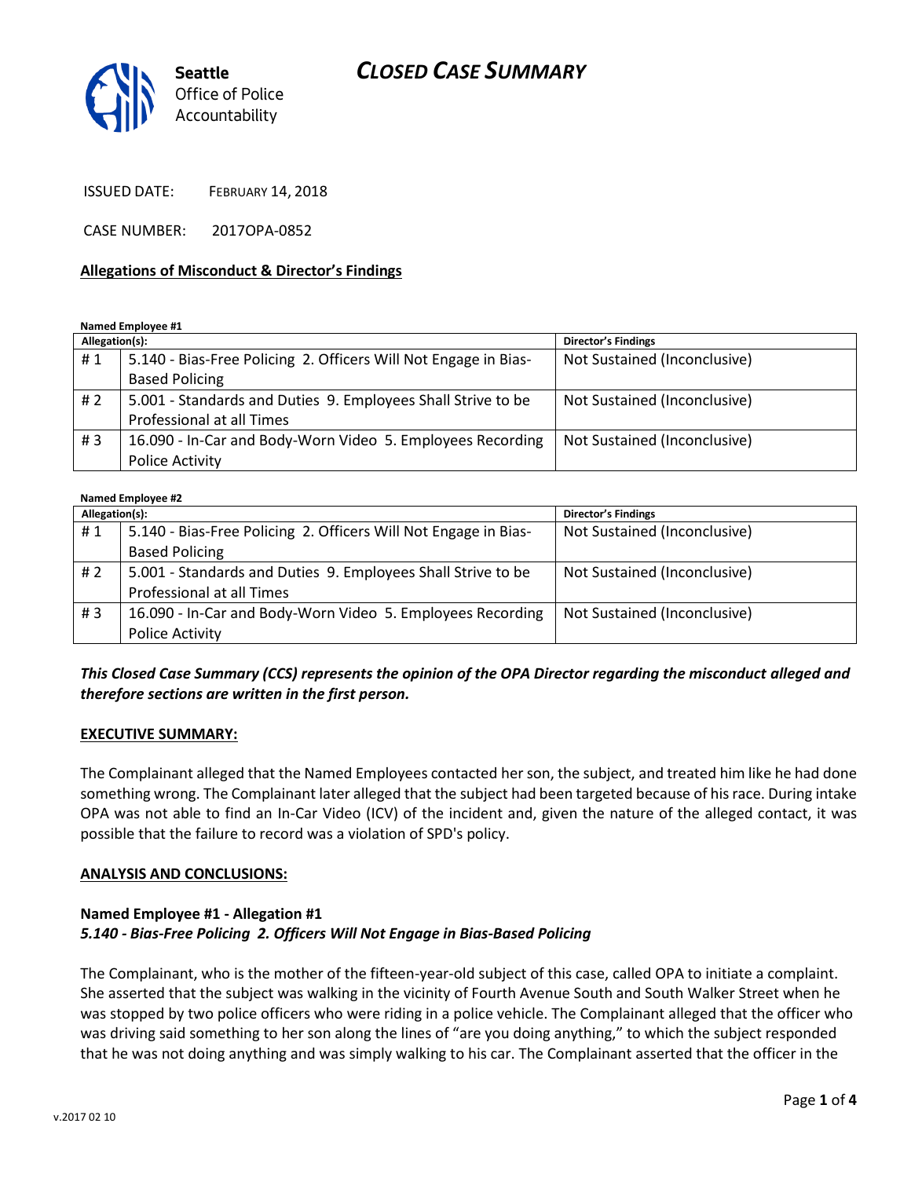# CLOSED CASE SUMMARY

Seattle Office of Police Accountability

ISSUED DATE: FEBRUARY 14, 2018

CASE NUMBER: 2017OPA-0852

**Allegations of Misconduct & Director's Findings**

**Named Employee #1**

| Allegation(s): | | Director's Findings |
|---|---|---|
| # 1 | 5.140 - Bias-Free Policing 2. Officers Will Not Engage in Bias-Based Policing | Not Sustained (Inconclusive) |
| # 2 | 5.001 - Standards and Duties 9. Employees Shall Strive to be Professional at all Times | Not Sustained (Inconclusive) |
| # 3 | 16.090 - In-Car and Body-Worn Video 5. Employees Recording Police Activity | Not Sustained (Inconclusive) |

**Named Employee #2**

| Allegation(s): | | Director's Findings |
|---|---|---|
| # 1 | 5.140 - Bias-Free Policing 2. Officers Will Not Engage in Bias-Based Policing | Not Sustained (Inconclusive) |
| # 2 | 5.001 - Standards and Duties 9. Employees Shall Strive to be Professional at all Times | Not Sustained (Inconclusive) |
| # 3 | 16.090 - In-Car and Body-Worn Video 5. Employees Recording Police Activity | Not Sustained (Inconclusive) |

***This Closed Case Summary (CCS) represents the opinion of the OPA Director regarding the misconduct alleged and therefore sections are written in the first person.***

**EXECUTIVE SUMMARY:**

The Complainant alleged that the Named Employees contacted her son, the subject, and treated him like he had done something wrong. The Complainant later alleged that the subject had been targeted because of his race. During intake OPA was not able to find an In-Car Video (ICV) of the incident and, given the nature of the alleged contact, it was possible that the failure to record was a violation of SPD's policy.

**ANALYSIS AND CONCLUSIONS:**

**Named Employee #1 - Allegation #1**
***5.140 - Bias-Free Policing 2. Officers Will Not Engage in Bias-Based Policing***

The Complainant, who is the mother of the fifteen-year-old subject of this case, called OPA to initiate a complaint. She asserted that the subject was walking in the vicinity of Fourth Avenue South and South Walker Street when he was stopped by two police officers who were riding in a police vehicle. The Complainant alleged that the officer who was driving said something to her son along the lines of "are you doing anything," to which the subject responded that he was not doing anything and was simply walking to his car. The Complainant asserted that the officer in the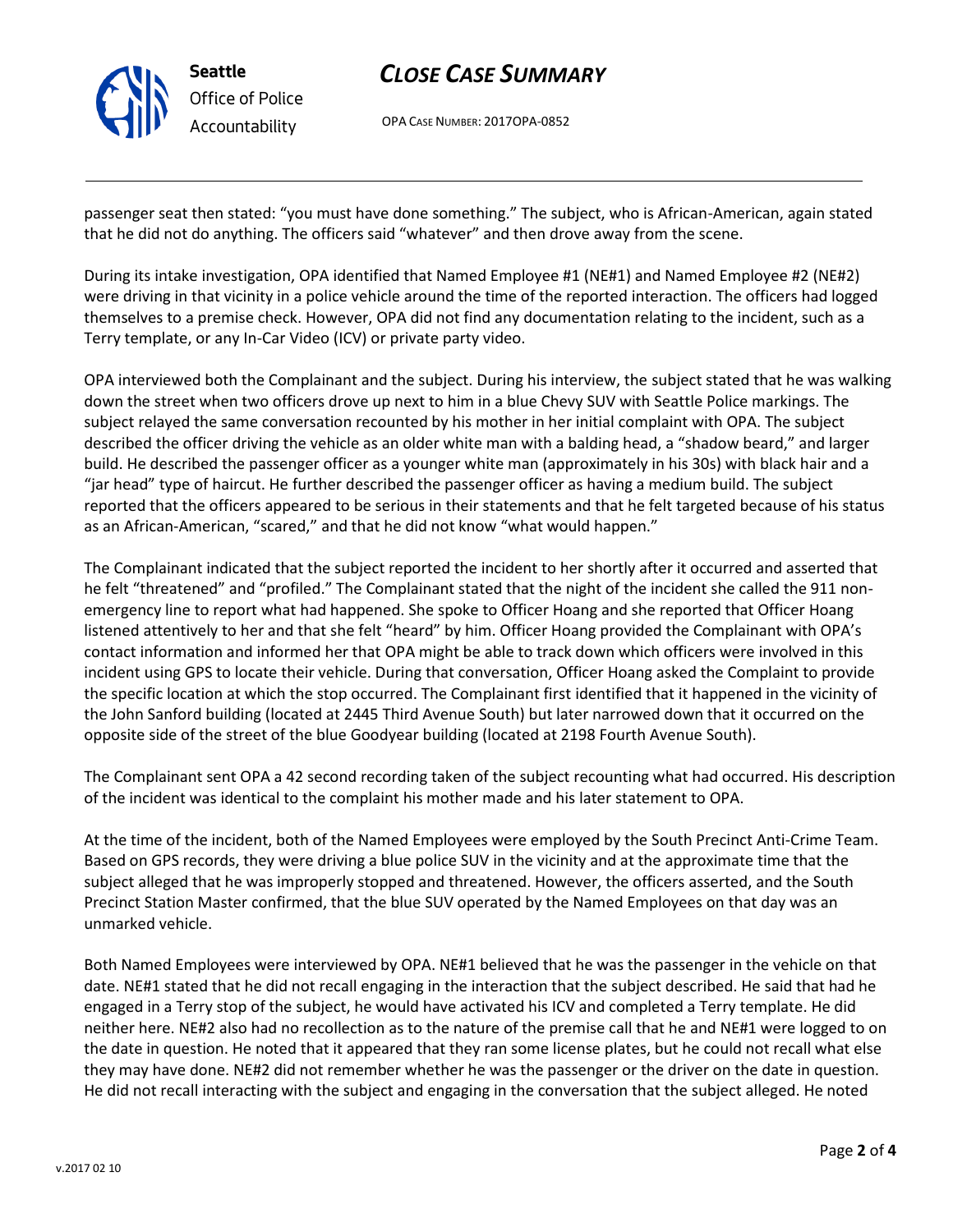passenger seat then stated: "you must have done something." The subject, who is African-American, again stated that he did not do anything. The officers said "whatever" and then drove away from the scene.

During its intake investigation, OPA identified that Named Employee #1 (NE#1) and Named Employee #2 (NE#2) were driving in that vicinity in a police vehicle around the time of the reported interaction. The officers had logged themselves to a premise check. However, OPA did not find any documentation relating to the incident, such as a Terry template, or any In-Car Video (ICV) or private party video.

OPA interviewed both the Complainant and the subject. During his interview, the subject stated that he was walking down the street when two officers drove up next to him in a blue Chevy SUV with Seattle Police markings. The subject relayed the same conversation recounted by his mother in her initial complaint with OPA. The subject described the officer driving the vehicle as an older white man with a balding head, a "shadow beard," and larger build. He described the passenger officer as a younger white man (approximately in his 30s) with black hair and a "jar head" type of haircut. He further described the passenger officer as having a medium build. The subject reported that the officers appeared to be serious in their statements and that he felt targeted because of his status as an African-American, "scared," and that he did not know "what would happen."

The Complainant indicated that the subject reported the incident to her shortly after it occurred and asserted that he felt "threatened" and "profiled." The Complainant stated that the night of the incident she called the 911 non-emergency line to report what had happened. She spoke to Officer Hoang and she reported that Officer Hoang listened attentively to her and that she felt "heard" by him. Officer Hoang provided the Complainant with OPA's contact information and informed her that OPA might be able to track down which officers were involved in this incident using GPS to locate their vehicle. During that conversation, Officer Hoang asked the Complaint to provide the specific location at which the stop occurred. The Complainant first identified that it happened in the vicinity of the John Sanford building (located at 2445 Third Avenue South) but later narrowed down that it occurred on the opposite side of the street of the blue Goodyear building (located at 2198 Fourth Avenue South).

The Complainant sent OPA a 42 second recording taken of the subject recounting what had occurred. His description of the incident was identical to the complaint his mother made and his later statement to OPA.

At the time of the incident, both of the Named Employees were employed by the South Precinct Anti-Crime Team. Based on GPS records, they were driving a blue police SUV in the vicinity and at the approximate time that the subject alleged that he was improperly stopped and threatened. However, the officers asserted, and the South Precinct Station Master confirmed, that the blue SUV operated by the Named Employees on that day was an unmarked vehicle.

Both Named Employees were interviewed by OPA. NE#1 believed that he was the passenger in the vehicle on that date. NE#1 stated that he did not recall engaging in the interaction that the subject described. He said that had he engaged in a Terry stop of the subject, he would have activated his ICV and completed a Terry template. He did neither here. NE#2 also had no recollection as to the nature of the premise call that he and NE#1 were logged to on the date in question. He noted that it appeared that they ran some license plates, but he could not recall what else they may have done. NE#2 did not remember whether he was the passenger or the driver on the date in question. He did not recall interacting with the subject and engaging in the conversation that the subject alleged. He noted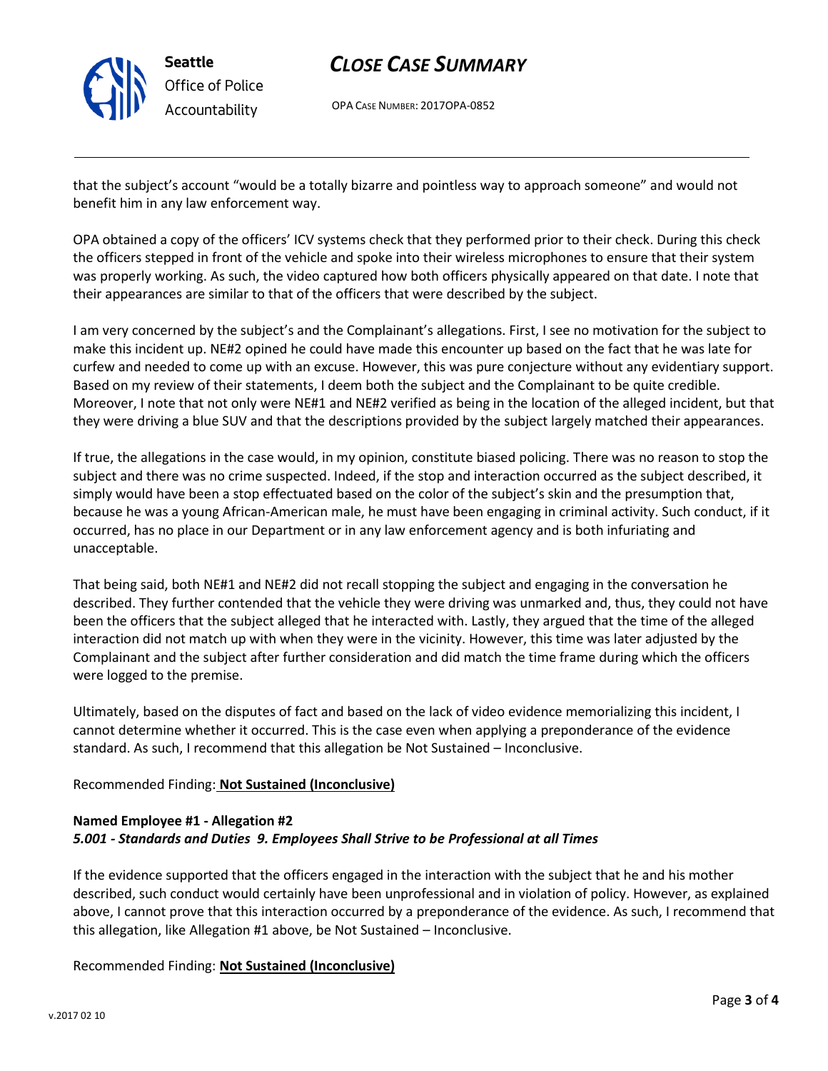that the subject's account "would be a totally bizarre and pointless way to approach someone" and would not benefit him in any law enforcement way.

OPA obtained a copy of the officers' ICV systems check that they performed prior to their check. During this check the officers stepped in front of the vehicle and spoke into their wireless microphones to ensure that their system was properly working. As such, the video captured how both officers physically appeared on that date. I note that their appearances are similar to that of the officers that were described by the subject.

I am very concerned by the subject's and the Complainant's allegations. First, I see no motivation for the subject to make this incident up. NE#2 opined he could have made this encounter up based on the fact that he was late for curfew and needed to come up with an excuse. However, this was pure conjecture without any evidentiary support. Based on my review of their statements, I deem both the subject and the Complainant to be quite credible. Moreover, I note that not only were NE#1 and NE#2 verified as being in the location of the alleged incident, but that they were driving a blue SUV and that the descriptions provided by the subject largely matched their appearances.

If true, the allegations in the case would, in my opinion, constitute biased policing. There was no reason to stop the subject and there was no crime suspected. Indeed, if the stop and interaction occurred as the subject described, it simply would have been a stop effectuated based on the color of the subject's skin and the presumption that, because he was a young African-American male, he must have been engaging in criminal activity. Such conduct, if it occurred, has no place in our Department or in any law enforcement agency and is both infuriating and unacceptable.

That being said, both NE#1 and NE#2 did not recall stopping the subject and engaging in the conversation he described. They further contended that the vehicle they were driving was unmarked and, thus, they could not have been the officers that the subject alleged that he interacted with. Lastly, they argued that the time of the alleged interaction did not match up with when they were in the vicinity. However, this time was later adjusted by the Complainant and the subject after further consideration and did match the time frame during which the officers were logged to the premise.

Ultimately, based on the disputes of fact and based on the lack of video evidence memorializing this incident, I cannot determine whether it occurred. This is the case even when applying a preponderance of the evidence standard. As such, I recommend that this allegation be Not Sustained – Inconclusive.

Recommended Finding: **Not Sustained (Inconclusive)**

**Named Employee #1 - Allegation #2**
***5.001 - Standards and Duties 9. Employees Shall Strive to be Professional at all Times***

If the evidence supported that the officers engaged in the interaction with the subject that he and his mother described, such conduct would certainly have been unprofessional and in violation of policy. However, as explained above, I cannot prove that this interaction occurred by a preponderance of the evidence. As such, I recommend that this allegation, like Allegation #1 above, be Not Sustained – Inconclusive.

Recommended Finding: **Not Sustained (Inconclusive)**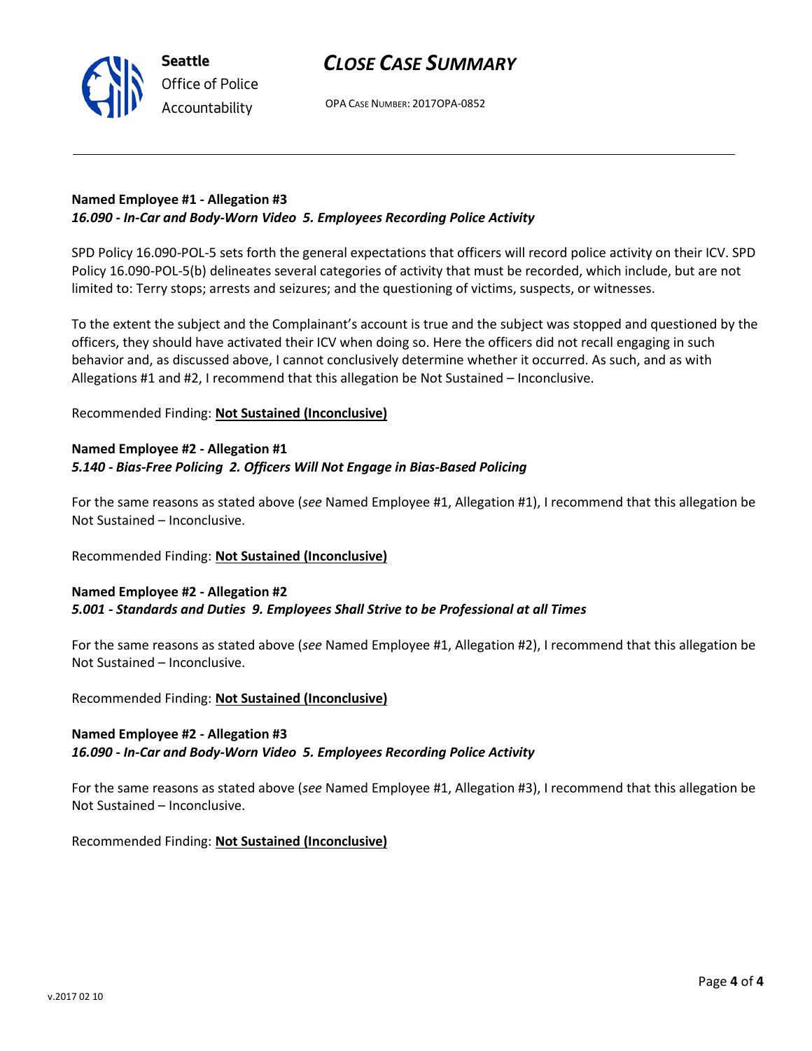**Named Employee #1 - Allegation #3**
***16.090 - In-Car and Body-Worn Video 5. Employees Recording Police Activity***

SPD Policy 16.090-POL-5 sets forth the general expectations that officers will record police activity on their ICV. SPD Policy 16.090-POL-5(b) delineates several categories of activity that must be recorded, which include, but are not limited to: Terry stops; arrests and seizures; and the questioning of victims, suspects, or witnesses.

To the extent the subject and the Complainant's account is true and the subject was stopped and questioned by the officers, they should have activated their ICV when doing so. Here the officers did not recall engaging in such behavior and, as discussed above, I cannot conclusively determine whether it occurred. As such, and as with Allegations #1 and #2, I recommend that this allegation be Not Sustained – Inconclusive.

Recommended Finding: **Not Sustained (Inconclusive)**

**Named Employee #2 - Allegation #1**
***5.140 - Bias-Free Policing 2. Officers Will Not Engage in Bias-Based Policing***

For the same reasons as stated above (*see* Named Employee #1, Allegation #1), I recommend that this allegation be Not Sustained – Inconclusive.

Recommended Finding: **Not Sustained (Inconclusive)**

**Named Employee #2 - Allegation #2**
***5.001 - Standards and Duties 9. Employees Shall Strive to be Professional at all Times***

For the same reasons as stated above (*see* Named Employee #1, Allegation #2), I recommend that this allegation be Not Sustained – Inconclusive.

Recommended Finding: **Not Sustained (Inconclusive)**

**Named Employee #2 - Allegation #3**
***16.090 - In-Car and Body-Worn Video 5. Employees Recording Police Activity***

For the same reasons as stated above (*see* Named Employee #1, Allegation #3), I recommend that this allegation be Not Sustained – Inconclusive.

Recommended Finding: **Not Sustained (Inconclusive)**